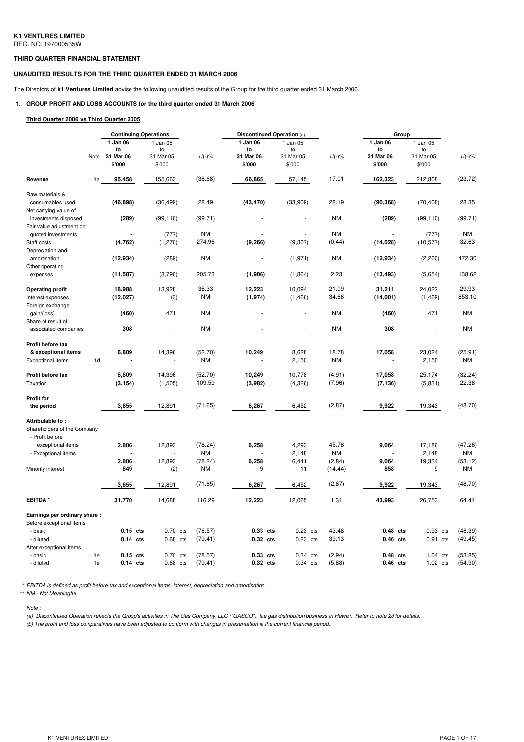**K1 VENTURES LIMITED**
REG. NO. 197000535W

**THIRD QUARTER FINANCIAL STATEMENT**

**UNAUDITED RESULTS FOR THE THIRD QUARTER ENDED 31 MARCH 2006**

The Directors of **k1 Ventures Limited** advise the following unaudited results of the Group for the third quarter ended 31 March 2006.

**1. GROUP PROFIT AND LOSS ACCOUNTS for the third quarter ended 31 March 2006**

**Third Quarter 2006 vs Third Quarter 2005**

| | | Continuing Operations | | | Discontinued Operation (a) | | | Group | | |
|---|---|---|---|---|---|---|---|---|---|---|
| | Note | **1 Jan 06 to 31 Mar 06 $'000** | 1 Jan 05 to 31 Mar 05 $'000 | +/(-)% | **1 Jan 06 to 31 Mar 06 $'000** | 1 Jan 05 to 31 Mar 05 $'000 | +/(-)% | **1 Jan 06 to 31 Mar 06 $'000** | 1 Jan 05 to 31 Mar 05 $'000 | +/(-)% |
| **Revenue** | 1a | **95,458** | 155,663 | (38.68) | **66,865** | 57,145 | 17.01 | **162,323** | 212,808 | (23.72) |
| Raw materials & consumables used | | **(46,898)** | (36,499) | 28.49 | **(43,470)** | (33,909) | 28.19 | **(90,368)** | (70,408) | 28.35 |
| Net carrying value of investments disposed | | **(289)** | (99,110) | (99.71) | **-** | - | NM | **(289)** | (99,110) | (99.71) |
| Fair value adjustment on quoted investments | | **-** | (777) | NM | **-** | - | NM | **-** | (777) | NM |
| Staff costs | | **(4,762)** | (1,270) | 274.96 | **(9,266)** | (9,307) | (0.44) | **(14,028)** | (10,577) | 32.63 |
| Depreciation and amortisation | | **(12,934)** | (289) | NM | **-** | (1,971) | NM | **(12,934)** | (2,260) | 472.30 |
| Other operating expenses | | **(11,587)** | (3,790) | 205.73 | **(1,906)** | (1,864) | 2.23 | **(13,493)** | (5,654) | 138.62 |
| **Operating profit** | | **18,988** | 13,928 | 36.33 | **12,223** | 10,094 | 21.09 | **31,211** | 24,022 | 29.93 |
| Interest expenses | | **(12,027)** | (3) | NM | **(1,974)** | (1,466) | 34.66 | **(14,001)** | (1,469) | 853.10 |
| Foreign exchange gain/(loss) | | **(460)** | 471 | NM | **-** | - | NM | **(460)** | 471 | NM |
| Share of result of associated companies | | **308** | - | NM | **-** | - | NM | **308** | - | NM |
| **Profit before tax & exceptional items** | | **6,809** | 14,396 | (52.70) | **10,249** | 8,628 | 18.78 | **17,058** | 23,024 | (25.91) |
| Exceptional items | 1d | **-** | - | NM | **-** | 2,150 | NM | **-** | 2,150 | NM |
| **Profit before tax** | | **6,809** | 14,396 | (52.70) | **10,249** | 10,778 | (4.91) | **17,058** | 25,174 | (32.24) |
| Taxation | | **(3,154)** | (1,505) | 109.59 | **(3,982)** | (4,326) | (7.96) | **(7,136)** | (5,831) | 22.38 |
| **Profit for the period** | | **3,655** | 12,891 | (71.65) | **6,267** | 6,452 | (2.87) | **9,922** | 19,343 | (48.70) |
| **Attributable to :** | | | | | | | | | | |
| Shareholders of the Company | | | | | | | | | | |
| - Profit before exceptional items | | **2,806** | 12,893 | (78.24) | **6,258** | 4,293 | 45.78 | **9,064** | 17,186 | (47.26) |
| - Exceptional items | | **-** | - | NM | **-** | 2,148 | NM | **-** | 2,148 | NM |
| | | **2,806** | 12,893 | (78.24) | **6,258** | 6,441 | (2.84) | **9,064** | 19,334 | (53.12) |
| Minority interest | | **849** | (2) | NM | **9** | 11 | (14.44) | **858** | 9 | NM |
| | | **3,655** | 12,891 | (71.65) | **6,267** | 6,452 | (2.87) | **9,922** | 19,343 | (48.70) |
| **EBITDA \*** | | **31,770** | 14,688 | 116.29 | **12,223** | 12,065 | 1.31 | **43,993** | 26,753 | 64.44 |
| **Earnings per ordinary share :** | | | | | | | | | | |
| Before exceptional items | | | | | | | | | | |
| - basic | | **0.15 cts** | 0.70 cts | (78.57) | **0.33 cts** | 0.23 cts | 43.48 | **0.48 cts** | 0.93 cts | (48.39) |
| - diluted | | **0.14 cts** | 0.68 cts | (79.41) | **0.32 cts** | 0.23 cts | 39.13 | **0.46 cts** | 0.91 cts | (49.45) |
| After exceptional items | | | | | | | | | | |
| - basic | 1e | **0.15 cts** | 0.70 cts | (78.57) | **0.33 cts** | 0.34 cts | (2.94) | **0.48 cts** | 1.04 cts | (53.85) |
| - diluted | 1e | **0.14 cts** | 0.68 cts | (79.41) | **0.32 cts** | 0.34 cts | (5.88) | **0.46 cts** | 1.02 cts | (54.90) |

*\* EBITDA is defined as profit before tax and exceptional items, interest, depreciation and amortisation.*

*\*\* NM - Not Meaningful*

*Note :*

*(a) Discontinued Operation reflects the Group's activities in The Gas Company, LLC ("GASCO"), the gas distribution business in Hawaii. Refer to note 2d for details.*

*(b) The profit and loss comparatives have been adjusted to conform with changes in presentation in the current financial period.*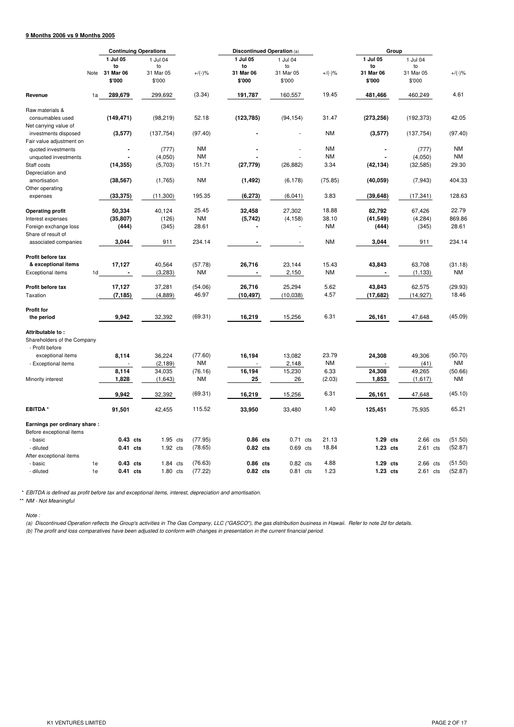**9 Months 2006 vs 9 Months 2005**

| | Note | Continuing Operations | | | Discontinued Operation (a) | | | Group | | |
|---|---|---|---|---|---|---|---|---|---|---|
| | | **1 Jul 05 to 31 Mar 06 $'000** | 1 Jul 04 to 31 Mar 05 $'000 | +/(-)% | **1 Jul 05 to 31 Mar 06 $'000** | 1 Jul 04 to 31 Mar 05 $'000 | +/(-)% | **1 Jul 05 to 31 Mar 06 $'000** | 1 Jul 04 to 31 Mar 05 $'000 | +/(-)% |
| **Revenue** | 1a | **289,679** | 299,692 | (3.34) | **191,787** | 160,557 | 19.45 | **481,466** | 460,249 | 4.61 |
| Raw materials & consumables used | | **(149,471)** | (98,219) | 52.18 | **(123,785)** | (94,154) | 31.47 | **(273,256)** | (192,373) | 42.05 |
| Net carrying value of investments disposed | | **(3,577)** | (137,754) | (97.40) | **-** | - | NM | **(3,577)** | (137,754) | (97.40) |
| Fair value adjustment on | | | | | | | | | | |
| quoted investments | | **-** | (777) | NM | **-** | - | NM | **-** | (777) | NM |
| unquoted investments | | **-** | (4,050) | NM | **-** | - | NM | **-** | (4,050) | NM |
| Staff costs | | **(14,355)** | (5,703) | 151.71 | **(27,779)** | (26,882) | 3.34 | **(42,134)** | (32,585) | 29.30 |
| Depreciation and amortisation | | **(38,567)** | (1,765) | NM | **(1,492)** | (6,178) | (75.85) | **(40,059)** | (7,943) | 404.33 |
| Other operating expenses | | **(33,375)** | (11,300) | 195.35 | **(6,273)** | (6,041) | 3.83 | **(39,648)** | (17,341) | 128.63 |
| **Operating profit** | | **50,334** | 40,124 | 25.45 | **32,458** | 27,302 | 18.88 | **82,792** | 67,426 | 22.79 |
| Interest expenses | | **(35,807)** | (126) | NM | **(5,742)** | (4,158) | 38.10 | **(41,549)** | (4,284) | 869.86 |
| Foreign exchange loss | | **(444)** | (345) | 28.61 | **-** | - | NM | **(444)** | (345) | 28.61 |
| Share of result of associated companies | | **3,044** | 911 | 234.14 | **-** | - | NM | **3,044** | 911 | 234.14 |
| **Profit before tax & exceptional items** | | **17,127** | 40,564 | (57.78) | **26,716** | 23,144 | 15.43 | **43,843** | 63,708 | (31.18) |
| Exceptional items | 1d | **-** | (3,283) | NM | **-** | 2,150 | NM | **-** | (1,133) | NM |
| **Profit before tax** | | **17,127** | 37,281 | (54.06) | **26,716** | 25,294 | 5.62 | **43,843** | 62,575 | (29.93) |
| Taxation | | **(7,185)** | (4,889) | 46.97 | **(10,497)** | (10,038) | 4.57 | **(17,682)** | (14,927) | 18.46 |
| **Profit for the period** | | **9,942** | 32,392 | (69.31) | **16,219** | 15,256 | 6.31 | **26,161** | 47,648 | (45.09) |
| **Attributable to :** | | | | | | | | | | |
| Shareholders of the Company | | | | | | | | | | |
| - Profit before exceptional items | | **8,114** | 36,224 | (77.60) | **16,194** | 13,082 | 23.79 | **24,308** | 49,306 | (50.70) |
| - Exceptional items | | - | (2,189) | NM | - | 2,148 | NM | - | (41) | NM |
| | | **8,114** | 34,035 | (76.16) | **16,194** | 15,230 | 6.33 | **24,308** | 49,265 | (50.66) |
| Minority interest | | **1,828** | (1,643) | NM | **25** | 26 | (2.03) | **1,853** | (1,617) | NM |
| | | **9,942** | 32,392 | (69.31) | **16,219** | 15,256 | 6.31 | **26,161** | 47,648 | (45.10) |
| **EBITDA \*** | | **91,501** | 42,455 | 115.52 | **33,950** | 33,480 | 1.40 | **125,451** | 75,935 | 65.21 |
| **Earnings per ordinary share :** | | | | | | | | | | |
| Before exceptional items | | | | | | | | | | |
| - basic | | **0.43 cts** | 1.95 cts | (77.95) | **0.86 cts** | 0.71 cts | 21.13 | **1.29 cts** | 2.66 cts | (51.50) |
| - diluted | | **0.41 cts** | 1.92 cts | (78.65) | **0.82 cts** | 0.69 cts | 18.84 | **1.23 cts** | 2.61 cts | (52.87) |
| After exceptional items | | | | | | | | | | |
| - basic | 1e | **0.43 cts** | 1.84 cts | (76.63) | **0.86 cts** | 0.82 cts | 4.88 | **1.29 cts** | 2.66 cts | (51.50) |
| - diluted | 1e | **0.41 cts** | 1.80 cts | (77.22) | **0.82 cts** | 0.81 cts | 1.23 | **1.23 cts** | 2.61 cts | (52.87) |

*\* EBITDA is defined as profit before tax and exceptional items, interest, depreciation and amortisation.*

*\*\* NM - Not Meaningful*

*Note :*

*(a) Discontinued Operation reflects the Group's activities in The Gas Company, LLC ("GASCO"), the gas distribution business in Hawaii. Refer to note 2d for details.*

*(b) The profit and loss comparatives have been adjusted to conform with changes in presentation in the current financial period.*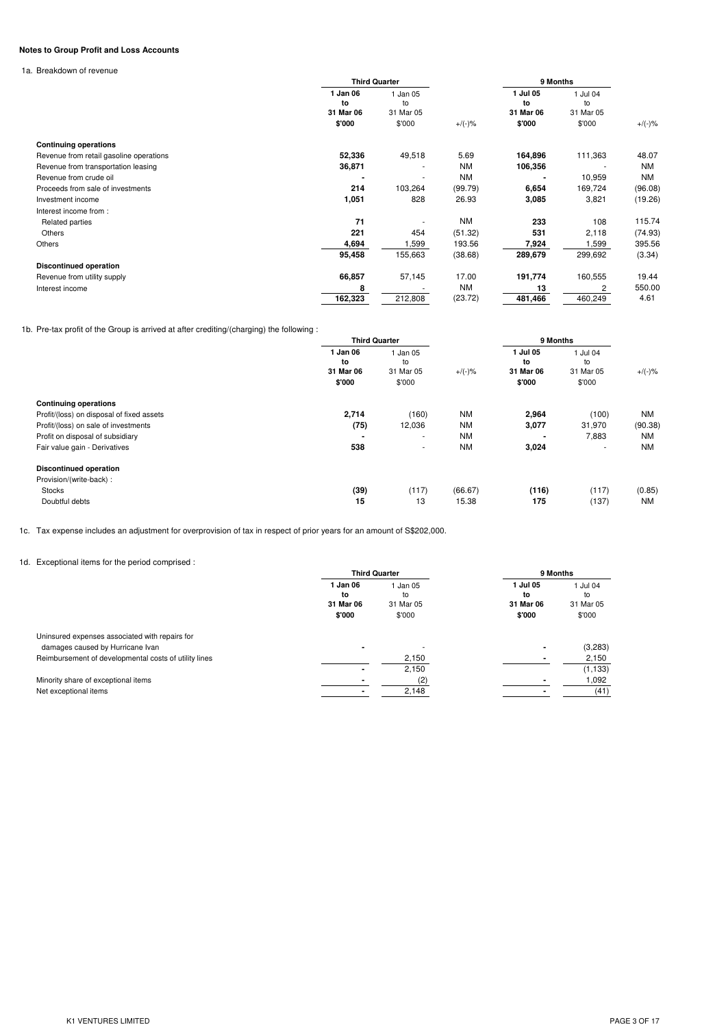**Notes to Group Profit and Loss Accounts**

1a. Breakdown of revenue

| | Third Quarter | | | 9 Months | | |
|---|---|---|---|---|---|---|
| | **1 Jan 06 to 31 Mar 06** | 1 Jan 05 to 31 Mar 05 | | **1 Jul 05 to 31 Mar 06** | 1 Jul 04 to 31 Mar 05 | |
| | **$'000** | $'000 | +/(-)% | **$'000** | $'000 | +/(-)% |
| **Continuing operations** | | | | | | |
| Revenue from retail gasoline operations | **52,336** | 49,518 | 5.69 | **164,896** | 111,363 | 48.07 |
| Revenue from transportation leasing | **36,871** | - | NM | **106,356** | - | NM |
| Revenue from crude oil | **-** | - | NM | **-** | 10,959 | NM |
| Proceeds from sale of investments | **214** | 103,264 | (99.79) | **6,654** | 169,724 | (96.08) |
| Investment income | **1,051** | 828 | 26.93 | **3,085** | 3,821 | (19.26) |
| Interest income from : | | | | | | |
| Related parties | **71** | - | NM | **233** | 108 | 115.74 |
| Others | **221** | 454 | (51.32) | **531** | 2,118 | (74.93) |
| Others | **4,694** | 1,599 | 193.56 | **7,924** | 1,599 | 395.56 |
| | **95,458** | 155,663 | (38.68) | **289,679** | 299,692 | (3.34) |
| **Discontinued operation** | | | | | | |
| Revenue from utility supply | **66,857** | 57,145 | 17.00 | **191,774** | 160,555 | 19.44 |
| Interest income | **8** | - | NM | **13** | 2 | 550.00 |
| | **162,323** | 212,808 | (23.72) | **481,466** | 460,249 | 4.61 |

1b. Pre-tax profit of the Group is arrived at after crediting/(charging) the following :

| | Third Quarter | | | 9 Months | | |
|---|---|---|---|---|---|---|
| | **1 Jan 06 to 31 Mar 06** | 1 Jan 05 to 31 Mar 05 | | **1 Jul 05 to 31 Mar 06** | 1 Jul 04 to 31 Mar 05 | |
| | **$'000** | $'000 | +/(-)% | **$'000** | $'000 | +/(-)% |
| **Continuing operations** | | | | | | |
| Profit/(loss) on disposal of fixed assets | **2,714** | (160) | NM | **2,964** | (100) | NM |
| Profit/(loss) on sale of investments | **(75)** | 12,036 | NM | **3,077** | 31,970 | (90.38) |
| Profit on disposal of subsidiary | **-** | - | NM | **-** | 7,883 | NM |
| Fair value gain - Derivatives | **538** | - | NM | **3,024** | - | NM |
| **Discontinued operation** | | | | | | |
| Provision/(write-back) : | | | | | | |
| Stocks | **(39)** | (117) | (66.67) | **(116)** | (117) | (0.85) |
| Doubtful debts | **15** | 13 | 15.38 | **175** | (137) | NM |

1c. Tax expense includes an adjustment for overprovision of tax in respect of prior years for an amount of S$202,000.

1d. Exceptional items for the period comprised :

| | Third Quarter | | 9 Months | |
|---|---|---|---|---|
| | **1 Jan 06 to 31 Mar 06** | 1 Jan 05 to 31 Mar 05 | **1 Jul 05 to 31 Mar 06** | 1 Jul 04 to 31 Mar 05 |
| | **$'000** | $'000 | **$'000** | $'000 |
| Uninsured expenses associated with repairs for damages caused by Hurricane Ivan | **-** | - | **-** | (3,283) |
| Reimbursement of developmental costs of utility lines | | 2,150 | **-** | 2,150 |
| | **-** | 2,150 | | (1,133) |
| Minority share of exceptional items | **-** | (2) | **-** | 1,092 |
| Net exceptional items | **-** | 2,148 | **-** | (41) |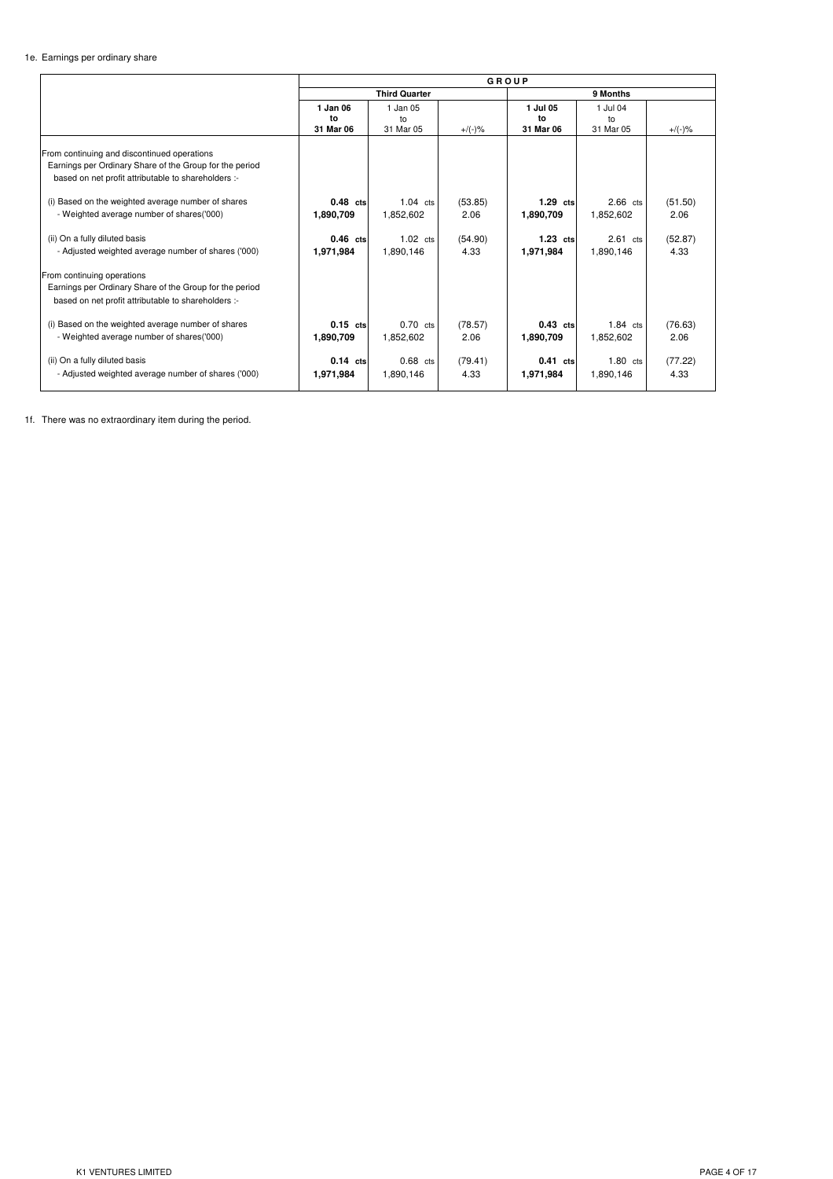1e. Earnings per ordinary share

| | GROUP | | | | | |
|---|---|---|---|---|---|---|
| | Third Quarter | | | 9 Months | | |
| | **1 Jan 06 to 31 Mar 06** | 1 Jan 05 to 31 Mar 05 | +/(-)% | **1 Jul 05 to 31 Mar 06** | 1 Jul 04 to 31 Mar 05 | +/(-)% |
| From continuing and discontinued operations<br>Earnings per Ordinary Share of the Group for the period based on net profit attributable to shareholders :- | | | | | | |
| (i) Based on the weighted average number of shares | **0.48 cts** | 1.04 cts | (53.85) | **1.29 cts** | 2.66 cts | (51.50) |
| - Weighted average number of shares('000) | **1,890,709** | 1,852,602 | 2.06 | **1,890,709** | 1,852,602 | 2.06 |
| (ii) On a fully diluted basis | **0.46 cts** | 1.02 cts | (54.90) | **1.23 cts** | 2.61 cts | (52.87) |
| - Adjusted weighted average number of shares ('000) | **1,971,984** | 1,890,146 | 4.33 | **1,971,984** | 1,890,146 | 4.33 |
| From continuing operations<br>Earnings per Ordinary Share of the Group for the period based on net profit attributable to shareholders :- | | | | | | |
| (i) Based on the weighted average number of shares | **0.15 cts** | 0.70 cts | (78.57) | **0.43 cts** | 1.84 cts | (76.63) |
| - Weighted average number of shares('000) | **1,890,709** | 1,852,602 | 2.06 | **1,890,709** | 1,852,602 | 2.06 |
| (ii) On a fully diluted basis | **0.14 cts** | 0.68 cts | (79.41) | **0.41 cts** | 1.80 cts | (77.22) |
| - Adjusted weighted average number of shares ('000) | **1,971,984** | 1,890,146 | 4.33 | **1,971,984** | 1,890,146 | 4.33 |

1f. There was no extraordinary item during the period.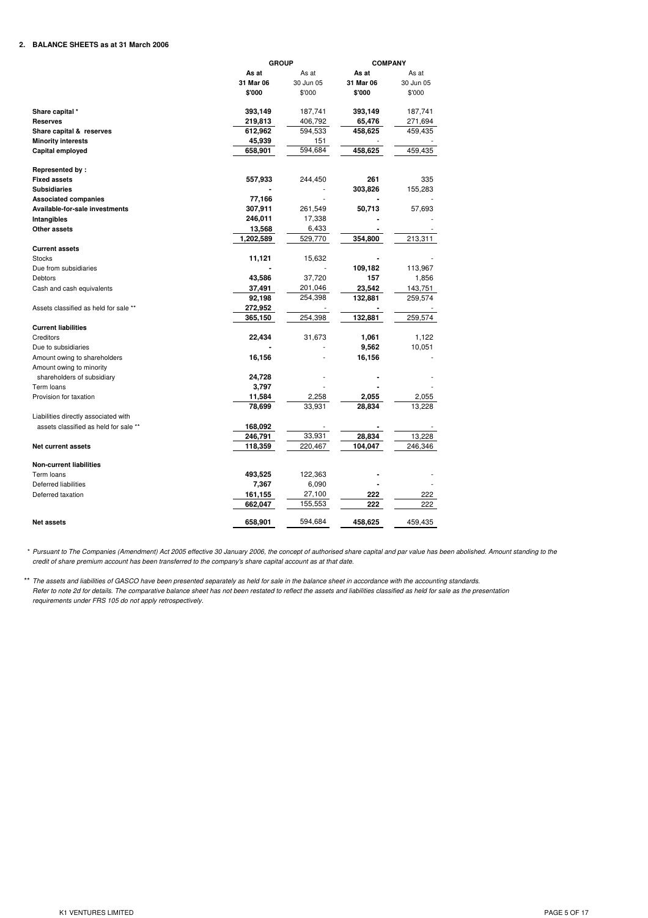## 2. BALANCE SHEETS as at 31 March 2006

| | GROUP | | COMPANY | |
|---|---|---|---|---|
| | **As at** | As at | **As at** | As at |
| | **31 Mar 06** | 30 Jun 05 | **31 Mar 06** | 30 Jun 05 |
| | **$'000** | $'000 | **$'000** | $'000 |
| **Share capital *** | **393,149** | 187,741 | **393,149** | 187,741 |
| **Reserves** | **219,813** | 406,792 | **65,476** | 271,694 |
| **Share capital & reserves** | **612,962** | 594,533 | **458,625** | 459,435 |
| **Minority interests** | **45,939** | 151 | - | - |
| **Capital employed** | **658,901** | 594,684 | **458,625** | 459,435 |
| **Represented by :** | | | | |
| **Fixed assets** | **557,933** | 244,450 | **261** | 335 |
| **Subsidiaries** | **-** | - | **303,826** | 155,283 |
| **Associated companies** | **77,166** | - | **-** | - |
| **Available-for-sale investments** | **307,911** | 261,549 | **50,713** | 57,693 |
| **Intangibles** | **246,011** | 17,338 | **-** | - |
| **Other assets** | **13,568** | 6,433 | **-** | - |
| | **1,202,589** | 529,770 | **354,800** | 213,311 |
| **Current assets** | | | | |
| Stocks | **11,121** | 15,632 | **-** | - |
| Due from subsidiaries | **-** | - | **109,182** | 113,967 |
| Debtors | **43,586** | 37,720 | **157** | 1,856 |
| Cash and cash equivalents | **37,491** | 201,046 | **23,542** | 143,751 |
| | **92,198** | 254,398 | **132,881** | 259,574 |
| Assets classified as held for sale ** | **272,952** | - | **-** | - |
| | **365,150** | 254,398 | **132,881** | 259,574 |
| **Current liabilities** | | | | |
| Creditors | **22,434** | 31,673 | **1,061** | 1,122 |
| Due to subsidiaries | **-** | - | **9,562** | 10,051 |
| Amount owing to shareholders | **16,156** | - | **16,156** | - |
| Amount owing to minority shareholders of subsidiary | **24,728** | - | **-** | - |
| Term loans | **3,797** | - | **-** | - |
| Provision for taxation | **11,584** | 2,258 | **2,055** | 2,055 |
| | **78,699** | 33,931 | **28,834** | 13,228 |
| Liabilities directly associated with assets classified as held for sale ** | **168,092** | - | **-** | - |
| | **246,791** | 33,931 | **28,834** | 13,228 |
| **Net current assets** | **118,359** | 220,467 | **104,047** | 246,346 |
| **Non-current liabilities** | | | | |
| Term loans | **493,525** | 122,363 | **-** | - |
| Deferred liabilities | **7,367** | 6,090 | **-** | - |
| Deferred taxation | **161,155** | 27,100 | **222** | 222 |
| | **662,047** | 155,553 | **222** | 222 |
| **Net assets** | **658,901** | 594,684 | **458,625** | 459,435 |

*\* Pursuant to The Companies (Amendment) Act 2005 effective 30 January 2006, the concept of authorised share capital and par value has been abolished. Amount standing to the credit of share premium account has been transferred to the company's share capital account as at that date.*

*\*\* The assets and liabilities of GASCO have been presented separately as held for sale in the balance sheet in accordance with the accounting standards. Refer to note 2d for details. The comparative balance sheet has not been restated to reflect the assets and liabilities classified as held for sale as the presentation requirements under FRS 105 do not apply retrospectively.*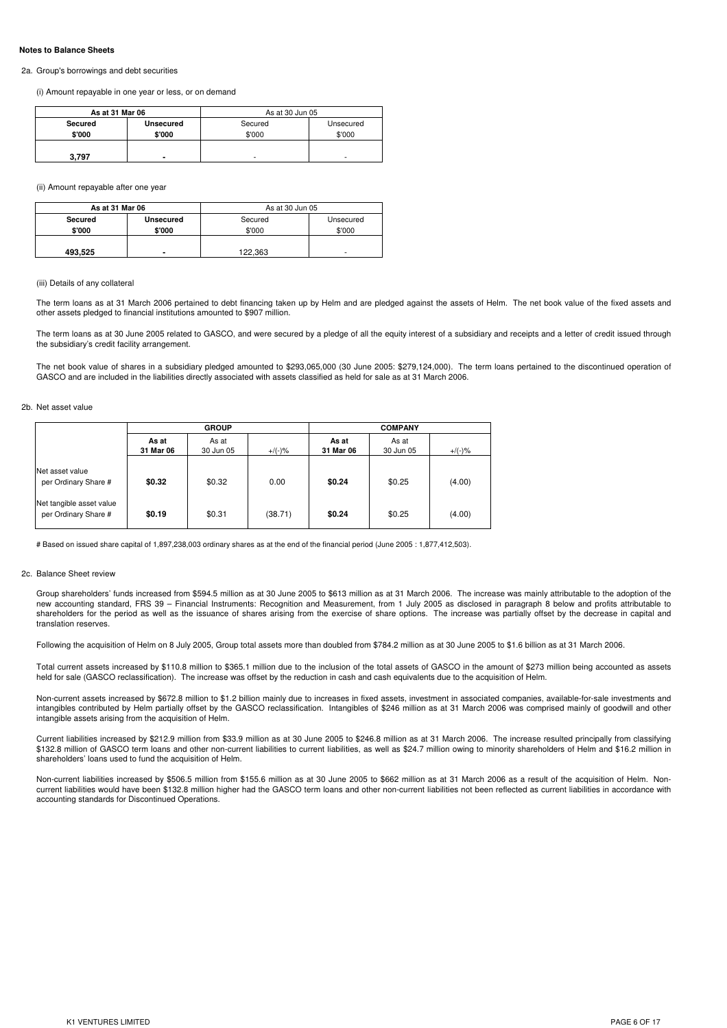**Notes to Balance Sheets**

2a. Group's borrowings and debt securities

(i) Amount repayable in one year or less, or on demand

| As at 31 Mar 06 | | As at 30 Jun 05 | |
|---|---|---|---|
| **Secured** | **Unsecured** | Secured | Unsecured |
| **\$'000** | **\$'000** | \$'000 | \$'000 |
| **3,797** | **-** | - | - |

(ii) Amount repayable after one year

| As at 31 Mar 06 | | As at 30 Jun 05 | |
|---|---|---|---|
| **Secured** | **Unsecured** | Secured | Unsecured |
| **\$'000** | **\$'000** | \$'000 | \$'000 |
| **493,525** | **-** | 122,363 | - |

(iii) Details of any collateral

The term loans as at 31 March 2006 pertained to debt financing taken up by Helm and are pledged against the assets of Helm. The net book value of the fixed assets and other assets pledged to financial institutions amounted to \$907 million.

The term loans as at 30 June 2005 related to GASCO, and were secured by a pledge of all the equity interest of a subsidiary and receipts and a letter of credit issued through the subsidiary's credit facility arrangement.

The net book value of shares in a subsidiary pledged amounted to \$293,065,000 (30 June 2005: \$279,124,000). The term loans pertained to the discontinued operation of GASCO and are included in the liabilities directly associated with assets classified as held for sale as at 31 March 2006.

2b. Net asset value

| | GROUP | | | COMPANY | | |
|---|---|---|---|---|---|---|
| | **As at 31 Mar 06** | As at 30 Jun 05 | +/(-)% | **As at 31 Mar 06** | As at 30 Jun 05 | +/(-)% |
| Net asset value per Ordinary Share # | **\$0.32** | \$0.32 | 0.00 | **\$0.24** | \$0.25 | (4.00) |
| Net tangible asset value per Ordinary Share # | **\$0.19** | \$0.31 | (38.71) | **\$0.24** | \$0.25 | (4.00) |

# Based on issued share capital of 1,897,238,003 ordinary shares as at the end of the financial period (June 2005 : 1,877,412,503).

2c. Balance Sheet review

Group shareholders' funds increased from \$594.5 million as at 30 June 2005 to \$613 million as at 31 March 2006. The increase was mainly attributable to the adoption of the new accounting standard, FRS 39 – Financial Instruments: Recognition and Measurement, from 1 July 2005 as disclosed in paragraph 8 below and profits attributable to shareholders for the period as well as the issuance of shares arising from the exercise of share options. The increase was partially offset by the decrease in capital and translation reserves.

Following the acquisition of Helm on 8 July 2005, Group total assets more than doubled from \$784.2 million as at 30 June 2005 to \$1.6 billion as at 31 March 2006.

Total current assets increased by \$110.8 million to \$365.1 million due to the inclusion of the total assets of GASCO in the amount of \$273 million being accounted as assets held for sale (GASCO reclassification). The increase was offset by the reduction in cash and cash equivalents due to the acquisition of Helm.

Non-current assets increased by \$672.8 million to \$1.2 billion mainly due to increases in fixed assets, investment in associated companies, available-for-sale investments and intangibles contributed by Helm partially offset by the GASCO reclassification. Intangibles of \$246 million as at 31 March 2006 was comprised mainly of goodwill and other intangible assets arising from the acquisition of Helm.

Current liabilities increased by \$212.9 million from \$33.9 million as at 30 June 2005 to \$246.8 million as at 31 March 2006. The increase resulted principally from classifying \$132.8 million of GASCO term loans and other non-current liabilities to current liabilities, as well as \$24.7 million owing to minority shareholders of Helm and \$16.2 million in shareholders' loans used to fund the acquisition of Helm.

Non-current liabilities increased by \$506.5 million from \$155.6 million as at 30 June 2005 to \$662 million as at 31 March 2006 as a result of the acquisition of Helm. Non-current liabilities would have been \$132.8 million higher had the GASCO term loans and other non-current liabilities not been reflected as current liabilities in accordance with accounting standards for Discontinued Operations.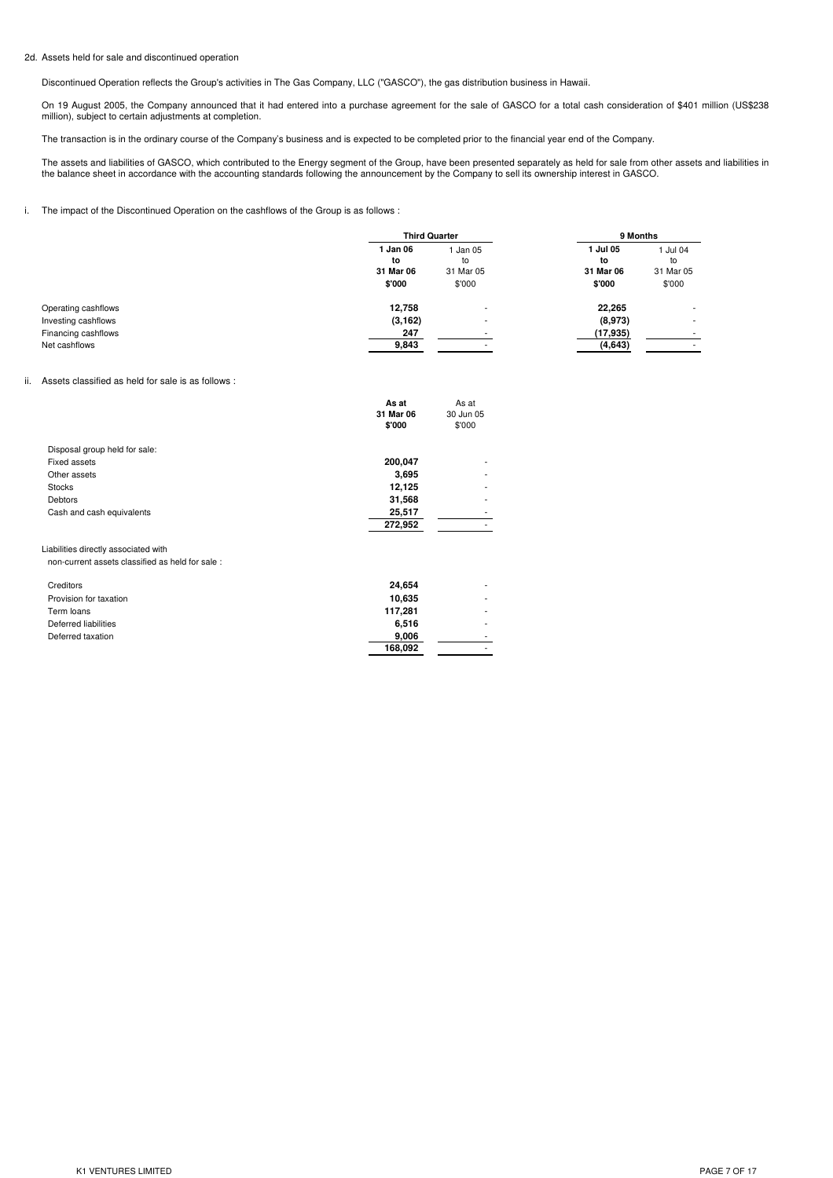2d. Assets held for sale and discontinued operation

Discontinued Operation reflects the Group's activities in The Gas Company, LLC ("GASCO"), the gas distribution business in Hawaii.

On 19 August 2005, the Company announced that it had entered into a purchase agreement for the sale of GASCO for a total cash consideration of $401 million (US$238 million), subject to certain adjustments at completion.

The transaction is in the ordinary course of the Company's business and is expected to be completed prior to the financial year end of the Company.

The assets and liabilities of GASCO, which contributed to the Energy segment of the Group, have been presented separately as held for sale from other assets and liabilities in the balance sheet in accordance with the accounting standards following the announcement by the Company to sell its ownership interest in GASCO.

i. The impact of the Discontinued Operation on the cashflows of the Group is as follows :

| | Third Quarter | | 9 Months | |
|---|---|---|---|---|
| | **1 Jan 06 to 31 Mar 06** | 1 Jan 05 to 31 Mar 05 | **1 Jul 05 to 31 Mar 06** | 1 Jul 04 to 31 Mar 05 |
| | **$'000** | $'000 | **$'000** | $'000 |
| Operating cashflows | **12,758** | - | **22,265** | - |
| Investing cashflows | **(3,162)** | - | **(8,973)** | - |
| Financing cashflows | **247** | - | **(17,935)** | - |
| Net cashflows | **9,843** | - | **(4,643)** | - |

ii. Assets classified as held for sale is as follows :

| | **As at 31 Mar 06** | As at 30 Jun 05 |
|---|---|---|
| | **$'000** | $'000 |
| Disposal group held for sale: | | |
| Fixed assets | **200,047** | - |
| Other assets | **3,695** | - |
| Stocks | **12,125** | - |
| Debtors | **31,568** | - |
| Cash and cash equivalents | **25,517** | - |
| | **272,952** | - |
| Liabilities directly associated with non-current assets classified as held for sale : | | |
| Creditors | **24,654** | - |
| Provision for taxation | **10,635** | - |
| Term loans | **117,281** | - |
| Deferred liabilities | **6,516** | - |
| Deferred taxation | **9,006** | - |
| | **168,092** | - |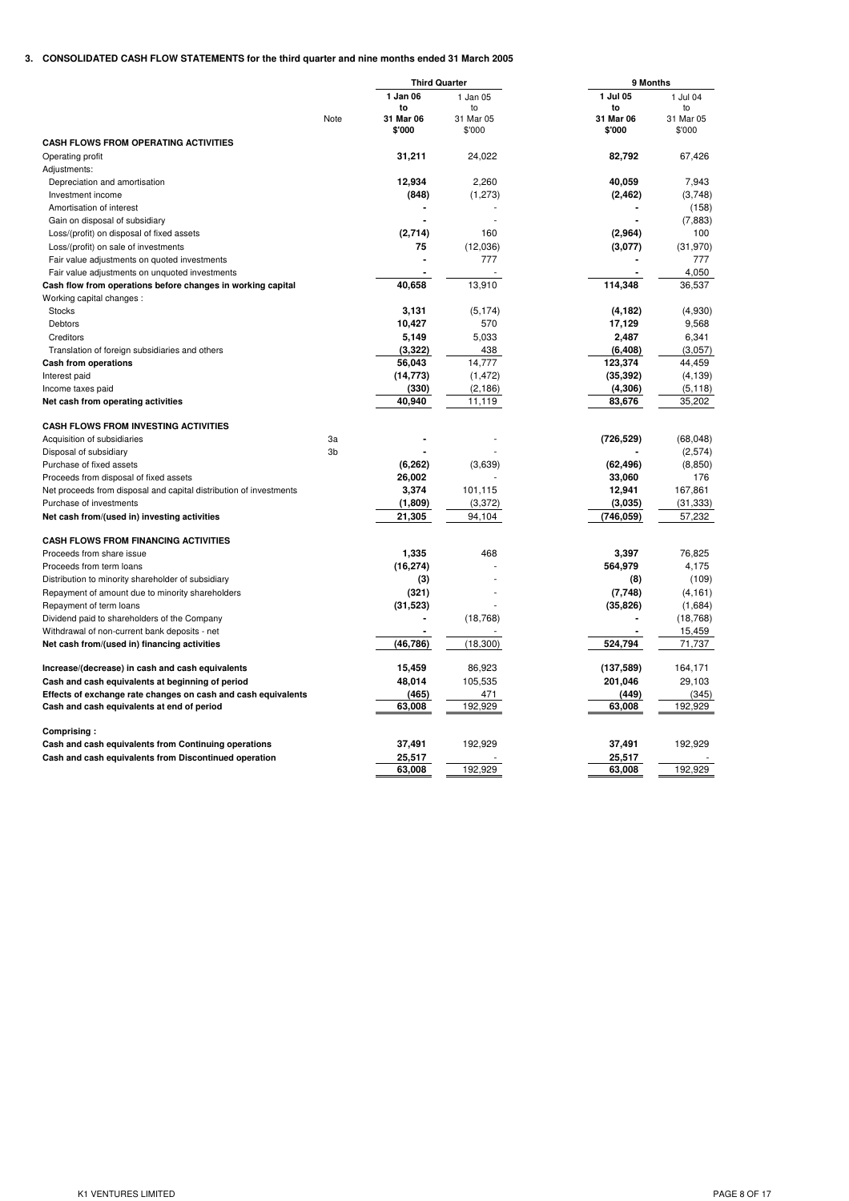## 3. CONSOLIDATED CASH FLOW STATEMENTS for the third quarter and nine months ended 31 March 2005

| | Note | Third Quarter | | 9 Months | |
|---|---|---|---|---|---|
| | | **1 Jan 06 to 31 Mar 06 $'000** | 1 Jan 05 to 31 Mar 05 $'000 | **1 Jul 05 to 31 Mar 06 $'000** | 1 Jul 04 to 31 Mar 05 $'000 |
| **CASH FLOWS FROM OPERATING ACTIVITIES** | | | | | |
| Operating profit | | **31,211** | 24,022 | **82,792** | 67,426 |
| Adjustments: | | | | | |
| Depreciation and amortisation | | **12,934** | 2,260 | **40,059** | 7,943 |
| Investment income | | **(848)** | (1,273) | **(2,462)** | (3,748) |
| Amortisation of interest | | **-** | - | **-** | (158) |
| Gain on disposal of subsidiary | | **-** | - | **-** | (7,883) |
| Loss/(profit) on disposal of fixed assets | | **(2,714)** | 160 | **(2,964)** | 100 |
| Loss/(profit) on sale of investments | | **75** | (12,036) | **(3,077)** | (31,970) |
| Fair value adjustments on quoted investments | | **-** | 777 | **-** | 777 |
| Fair value adjustments on unquoted investments | | **-** | - | **-** | 4,050 |
| **Cash flow from operations before changes in working capital** | | **40,658** | 13,910 | **114,348** | 36,537 |
| Working capital changes : | | | | | |
| Stocks | | **3,131** | (5,174) | **(4,182)** | (4,930) |
| Debtors | | **10,427** | 570 | **17,129** | 9,568 |
| Creditors | | **5,149** | 5,033 | **2,487** | 6,341 |
| Translation of foreign subsidiaries and others | | **(3,322)** | 438 | **(6,408)** | (3,057) |
| **Cash from operations** | | **56,043** | 14,777 | **123,374** | 44,459 |
| Interest paid | | **(14,773)** | (1,472) | **(35,392)** | (4,139) |
| Income taxes paid | | **(330)** | (2,186) | **(4,306)** | (5,118) |
| **Net cash from operating activities** | | **40,940** | 11,119 | **83,676** | 35,202 |
| | | | | | |
| **CASH FLOWS FROM INVESTING ACTIVITIES** | | | | | |
| Acquisition of subsidiaries | 3a | **-** | - | **(726,529)** | (68,048) |
| Disposal of subsidiary | 3b | **-** | - | **-** | (2,574) |
| Purchase of fixed assets | | **(6,262)** | (3,639) | **(62,496)** | (8,850) |
| Proceeds from disposal of fixed assets | | **26,002** | - | **33,060** | 176 |
| Net proceeds from disposal and capital distribution of investments | | **3,374** | 101,115 | **12,941** | 167,861 |
| Purchase of investments | | **(1,809)** | (3,372) | **(3,035)** | (31,333) |
| **Net cash from/(used in) investing activities** | | **21,305** | 94,104 | **(746,059)** | 57,232 |
| | | | | | |
| **CASH FLOWS FROM FINANCING ACTIVITIES** | | | | | |
| Proceeds from share issue | | **1,335** | 468 | **3,397** | 76,825 |
| Proceeds from term loans | | **(16,274)** | - | **564,979** | 4,175 |
| Distribution to minority shareholder of subsidiary | | **(3)** | - | **(8)** | (109) |
| Repayment of amount due to minority shareholders | | **(321)** | - | **(7,748)** | (4,161) |
| Repayment of term loans | | **(31,523)** | - | **(35,826)** | (1,684) |
| Dividend paid to shareholders of the Company | | **-** | (18,768) | **-** | (18,768) |
| Withdrawal of non-current bank deposits - net | | **-** | - | **-** | 15,459 |
| **Net cash from/(used in) financing activities** | | **(46,786)** | (18,300) | **524,794** | 71,737 |
| | | | | | |
| **Increase/(decrease) in cash and cash equivalents** | | **15,459** | 86,923 | **(137,589)** | 164,171 |
| **Cash and cash equivalents at beginning of period** | | **48,014** | 105,535 | **201,046** | 29,103 |
| **Effects of exchange rate changes on cash and cash equivalents** | | **(465)** | 471 | **(449)** | (345) |
| **Cash and cash equivalents at end of period** | | **63,008** | 192,929 | **63,008** | 192,929 |
| | | | | | |
| **Comprising :** | | | | | |
| **Cash and cash equivalents from Continuing operations** | | **37,491** | 192,929 | **37,491** | 192,929 |
| **Cash and cash equivalents from Discontinued operation** | | **25,517** | - | **25,517** | - |
| | | **63,008** | 192,929 | **63,008** | 192,929 |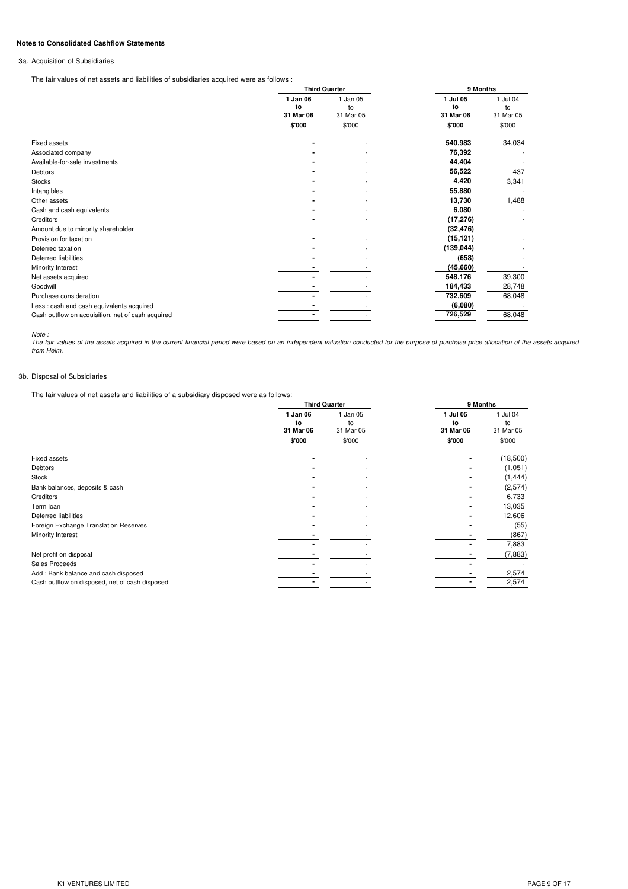## Notes to Consolidated Cashflow Statements

### 3a. Acquisition of Subsidiaries

The fair values of net assets and liabilities of subsidiaries acquired were as follows :

| | Third Quarter | | 9 Months | |
|---|---|---|---|---|
| | 1 Jan 06 to 31 Mar 06 | 1 Jan 05 to 31 Mar 05 | 1 Jul 05 to 31 Mar 06 | 1 Jul 04 to 31 Mar 05 |
| | $'000 | $'000 | $'000 | $'000 |
| Fixed assets | - | - | 540,983 | 34,034 |
| Associated company | - | - | 76,392 | - |
| Available-for-sale investments | - | - | 44,404 | - |
| Debtors | - | - | 56,522 | 437 |
| Stocks | - | - | 4,420 | 3,341 |
| Intangibles | - | - | 55,880 | - |
| Other assets | - | - | 13,730 | 1,488 |
| Cash and cash equivalents | - | - | 6,080 | - |
| Creditors | - | - | (17,276) | - |
| Amount due to minority shareholder | | | (32,476) | |
| Provision for taxation | - | - | (15,121) | - |
| Deferred taxation | - | - | (139,044) | - |
| Deferred liabilities | - | - | (658) | - |
| Minority Interest | - | - | (45,660) | - |
| Net assets acquired | - | - | 548,176 | 39,300 |
| Goodwill | - | - | 184,433 | 28,748 |
| Purchase consideration | - | - | 732,609 | 68,048 |
| Less : cash and cash equivalents acquired | - | - | (6,080) | - |
| Cash outflow on acquisition, net of cash acquired | - | - | 726,529 | 68,048 |

*Note :*
*The fair values of the assets acquired in the current financial period were based on an independent valuation conducted for the purpose of purchase price allocation of the assets acquired from Helm.*

### 3b. Disposal of Subsidiaries

The fair values of net assets and liabilities of a subsidiary disposed were as follows:

| | Third Quarter | | 9 Months | |
|---|---|---|---|---|
| | 1 Jan 06 to 31 Mar 06 | 1 Jan 05 to 31 Mar 05 | 1 Jul 05 to 31 Mar 06 | 1 Jul 04 to 31 Mar 05 |
| | $'000 | $'000 | $'000 | $'000 |
| Fixed assets | - | - | - | (18,500) |
| Debtors | - | - | - | (1,051) |
| Stock | - | - | - | (1,444) |
| Bank balances, deposits & cash | - | - | - | (2,574) |
| Creditors | - | - | - | 6,733 |
| Term loan | - | - | - | 13,035 |
| Deferred liabilities | - | - | - | 12,606 |
| Foreign Exchange Translation Reserves | - | - | - | (55) |
| Minority Interest | - | - | - | (867) |
| | - | - | - | 7,883 |
| Net profit on disposal | - | - | - | (7,883) |
| Sales Proceeds | - | - | - | - |
| Add : Bank balance and cash disposed | - | - | - | 2,574 |
| Cash outflow on disposed, net of cash disposed | - | - | - | 2,574 |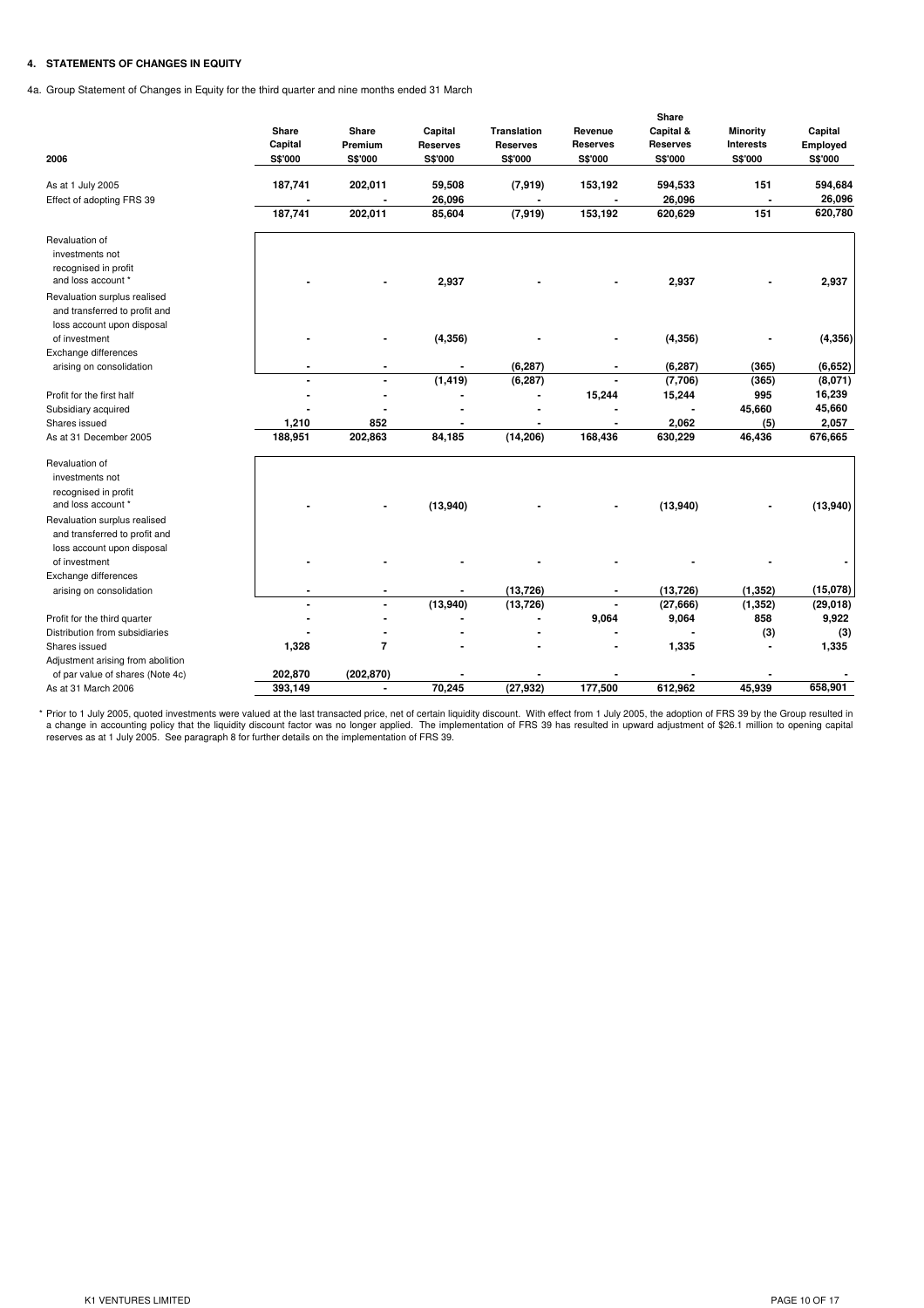#### 4. STATEMENTS OF CHANGES IN EQUITY

4a. Group Statement of Changes in Equity for the third quarter and nine months ended 31 March

| 2006 | Share Capital S$'000 | Share Premium S$'000 | Capital Reserves S$'000 | Translation Reserves S$'000 | Revenue Reserves S$'000 | Share Capital & Reserves S$'000 | Minority Interests S$'000 | Capital Employed S$'000 |
|---|---|---|---|---|---|---|---|---|
| As at 1 July 2005 | 187,741 | 202,011 | 59,508 | (7,919) | 153,192 | 594,533 | 151 | 594,684 |
| Effect of adopting FRS 39 | - | - | 26,096 | - | - | 26,096 | - | 26,096 |
| | 187,741 | 202,011 | 85,604 | (7,919) | 153,192 | 620,629 | 151 | 620,780 |
| Revaluation of investments not recognised in profit and loss account * | - | - | 2,937 | - | - | 2,937 | - | 2,937 |
| Revaluation surplus realised and transferred to profit and loss account upon disposal of investment | - | - | (4,356) | - | - | (4,356) | - | (4,356) |
| Exchange differences arising on consolidation | - | - | - | (6,287) | - | (6,287) | (365) | (6,652) |
| | - | - | (1,419) | (6,287) | - | (7,706) | (365) | (8,071) |
| Profit for the first half | - | - | - | - | 15,244 | 15,244 | 995 | 16,239 |
| Subsidiary acquired | - | - | - | - | - | - | 45,660 | 45,660 |
| Shares issued | 1,210 | 852 | - | - | - | 2,062 | (5) | 2,057 |
| As at 31 December 2005 | 188,951 | 202,863 | 84,185 | (14,206) | 168,436 | 630,229 | 46,436 | 676,665 |
| Revaluation of investments not recognised in profit and loss account * | - | - | (13,940) | - | - | (13,940) | - | (13,940) |
| Revaluation surplus realised and transferred to profit and loss account upon disposal of investment | - | - | - | - | - | - | - | - |
| Exchange differences arising on consolidation | - | - | - | (13,726) | - | (13,726) | (1,352) | (15,078) |
| | - | - | (13,940) | (13,726) | - | (27,666) | (1,352) | (29,018) |
| Profit for the third quarter | - | - | - | - | 9,064 | 9,064 | 858 | 9,922 |
| Distribution from subsidiaries | - | - | - | - | - | - | (3) | (3) |
| Shares issued | 1,328 | 7 | - | - | - | 1,335 | - | 1,335 |
| Adjustment arising from abolition of par value of shares (Note 4c) | 202,870 | (202,870) | - | - | - | - | - | - |
| As at 31 March 2006 | 393,149 | - | 70,245 | (27,932) | 177,500 | 612,962 | 45,939 | 658,901 |

\* Prior to 1 July 2005, quoted investments were valued at the last transacted price, net of certain liquidity discount. With effect from 1 July 2005, the adoption of FRS 39 by the Group resulted in a change in accounting policy that the liquidity discount factor was no longer applied. The implementation of FRS 39 has resulted in upward adjustment of $26.1 million to opening capital reserves as at 1 July 2005. See paragraph 8 for further details on the implementation of FRS 39.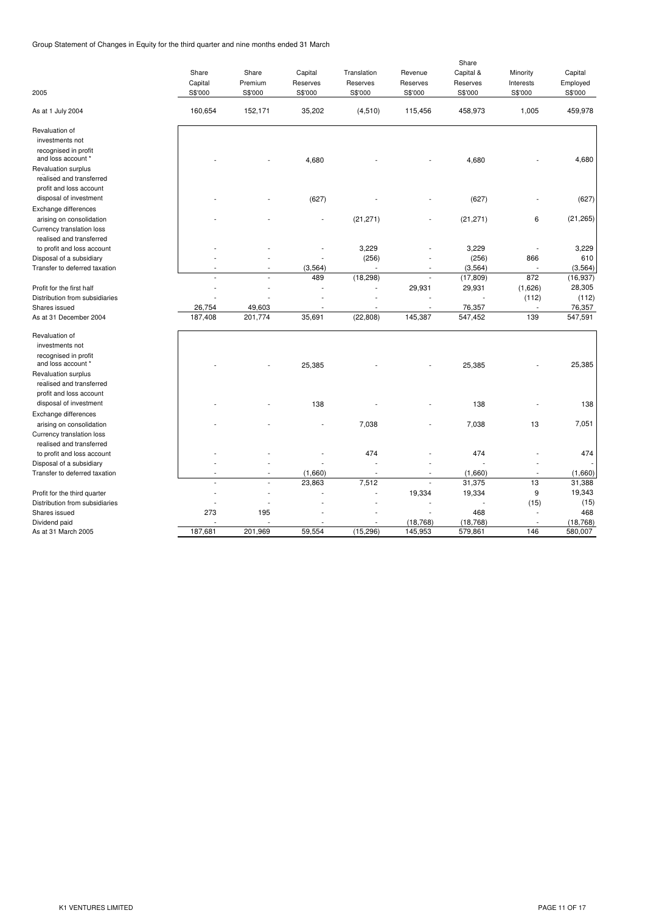Group Statement of Changes in Equity for the third quarter and nine months ended 31 March

| 2005 | Share Capital S$'000 | Share Premium S$'000 | Capital Reserves S$'000 | Translation Reserves S$'000 | Revenue Reserves S$'000 | Share Capital & Reserves S$'000 | Minority Interests S$'000 | Capital Employed S$'000 |
|---|---|---|---|---|---|---|---|---|
| As at 1 July 2004 | 160,654 | 152,171 | 35,202 | (4,510) | 115,456 | 458,973 | 1,005 | 459,978 |
| Revaluation of investments not recognised in profit and loss account * | - | - | 4,680 | - | - | 4,680 | - | 4,680 |
| Revaluation surplus realised and transferred profit and loss account disposal of investment | - | - | (627) | - | - | (627) | - | (627) |
| Exchange differences arising on consolidation | - | - | - | (21,271) | - | (21,271) | 6 | (21,265) |
| Currency translation loss realised and transferred to profit and loss account | - | - | - | 3,229 | - | 3,229 | - | 3,229 |
| Disposal of a subsidiary | - | - | - | (256) | - | (256) | 866 | 610 |
| Transfer to deferred taxation | - | - | (3,564) | - | - | (3,564) | - | (3,564) |
| | - | - | 489 | (18,298) | - | (17,809) | 872 | (16,937) |
| Profit for the first half | - | - | - | - | 29,931 | 29,931 | (1,626) | 28,305 |
| Distribution from subsidiaries | - | - | - | - | - | - | (112) | (112) |
| Shares issued | 26,754 | 49,603 | - | - | - | 76,357 | - | 76,357 |
| As at 31 December 2004 | 187,408 | 201,774 | 35,691 | (22,808) | 145,387 | 547,452 | 139 | 547,591 |
| Revaluation of investments not recognised in profit and loss account * | - | - | 25,385 | - | - | 25,385 | - | 25,385 |
| Revaluation surplus realised and transferred profit and loss account disposal of investment | - | - | 138 | - | - | 138 | - | 138 |
| Exchange differences arising on consolidation | - | - | - | 7,038 | - | 7,038 | 13 | 7,051 |
| Currency translation loss realised and transferred to profit and loss account | - | - | - | 474 | - | 474 | - | 474 |
| Disposal of a subsidiary | - | - | - | - | - | - | - | - |
| Transfer to deferred taxation | - | - | (1,660) | - | - | (1,660) | - | (1,660) |
| | - | - | 23,863 | 7,512 | - | 31,375 | 13 | 31,388 |
| Profit for the third quarter | - | - | - | - | 19,334 | 19,334 | 9 | 19,343 |
| Distribution from subsidiaries | - | - | - | - | - | - | (15) | (15) |
| Shares issued | 273 | 195 | - | - | - | 468 | - | 468 |
| Dividend paid | - | - | - | - | (18,768) | (18,768) | - | (18,768) |
| As at 31 March 2005 | 187,681 | 201,969 | 59,554 | (15,296) | 145,953 | 579,861 | 146 | 580,007 |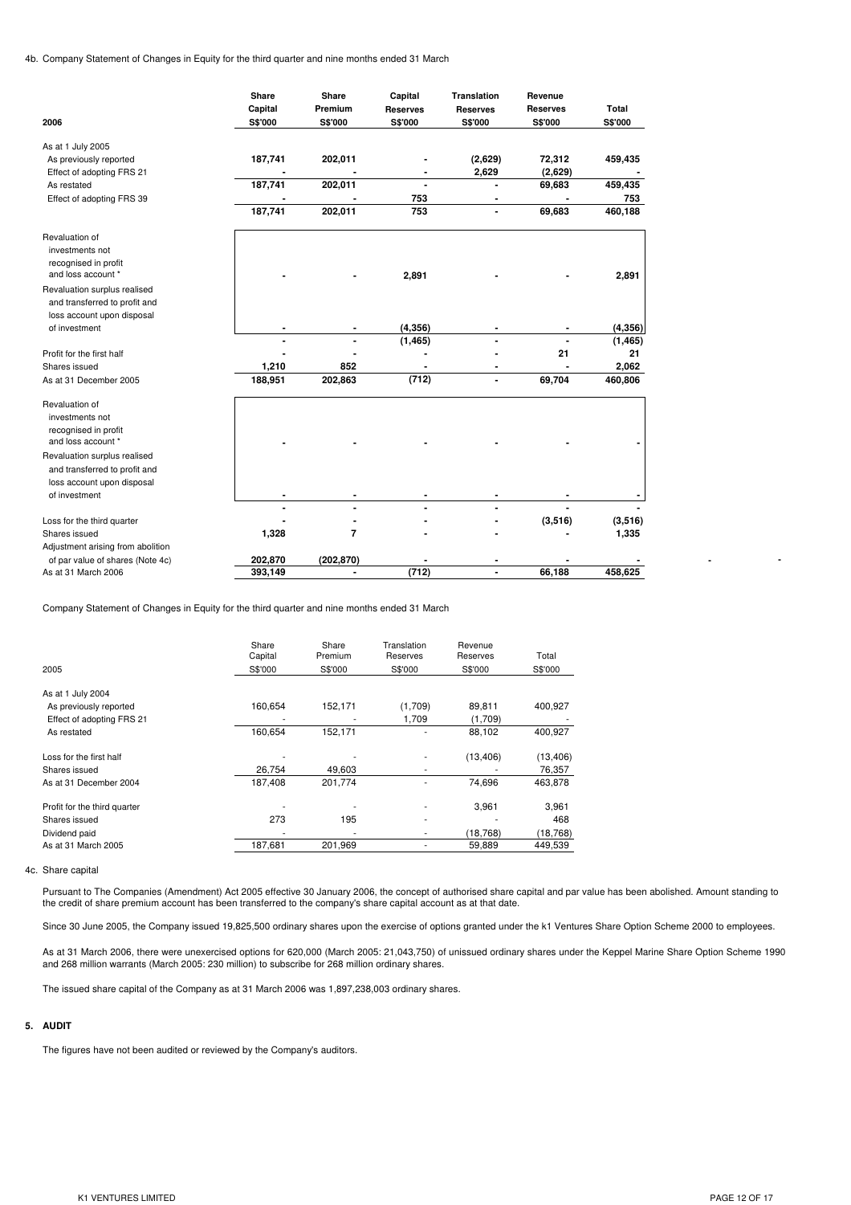4b. Company Statement of Changes in Equity for the third quarter and nine months ended 31 March

| 2006 | Share Capital S$'000 | Share Premium S$'000 | Capital Reserves S$'000 | Translation Reserves S$'000 | Revenue Reserves S$'000 | Total S$'000 |
|---|---|---|---|---|---|---|
| As at 1 July 2005 | | | | | | |
| As previously reported | **187,741** | **202,011** | **-** | **(2,629)** | **72,312** | **459,435** |
| Effect of adopting FRS 21 | **-** | **-** | **-** | **2,629** | **(2,629)** | **-** |
| As restated | **187,741** | **202,011** | **-** | **-** | **69,683** | **459,435** |
| Effect of adopting FRS 39 | **-** | **-** | **753** | **-** | **-** | **753** |
| | **187,741** | **202,011** | **753** | **-** | **69,683** | **460,188** |
| Revaluation of investments not recognised in profit and loss account * | **-** | **-** | **2,891** | **-** | **-** | **2,891** |
| Revaluation surplus realised and transferred to profit and loss account upon disposal of investment | **-** | **-** | **(4,356)** | **-** | **-** | **(4,356)** |
| | **-** | **-** | **(1,465)** | **-** | **-** | **(1,465)** |
| Profit for the first half | **-** | **-** | **-** | **-** | **21** | **21** |
| Shares issued | **1,210** | **852** | **-** | **-** | **-** | **2,062** |
| As at 31 December 2005 | **188,951** | **202,863** | **(712)** | **-** | **69,704** | **460,806** |
| Revaluation of investments not recognised in profit and loss account * | **-** | **-** | **-** | **-** | **-** | **-** |
| Revaluation surplus realised and transferred to profit and loss account upon disposal of investment | **-** | **-** | **-** | **-** | **-** | **-** |
| | **-** | **-** | **-** | **-** | **-** | **-** |
| Loss for the third quarter | **-** | **-** | **-** | **-** | **(3,516)** | **(3,516)** |
| Shares issued | **1,328** | **7** | **-** | **-** | **-** | **1,335** |
| Adjustment arising from abolition of par value of shares (Note 4c) | **202,870** | **(202,870)** | **-** | **-** | **-** | **-** |
| As at 31 March 2006 | **393,149** | **-** | **(712)** | **-** | **66,188** | **458,625** |

Company Statement of Changes in Equity for the third quarter and nine months ended 31 March

| 2005 | Share Capital S$'000 | Share Premium S$'000 | Translation Reserves S$'000 | Revenue Reserves S$'000 | Total S$'000 |
|---|---|---|---|---|---|
| As at 1 July 2004 | | | | | |
| As previously reported | 160,654 | 152,171 | (1,709) | 89,811 | 400,927 |
| Effect of adopting FRS 21 | - | - | 1,709 | (1,709) | - |
| As restated | 160,654 | 152,171 | - | 88,102 | 400,927 |
| Loss for the first half | - | - | - | (13,406) | (13,406) |
| Shares issued | 26,754 | 49,603 | - | - | 76,357 |
| As at 31 December 2004 | 187,408 | 201,774 | - | 74,696 | 463,878 |
| Profit for the third quarter | - | - | - | 3,961 | 3,961 |
| Shares issued | 273 | 195 | - | - | 468 |
| Dividend paid | - | - | - | (18,768) | (18,768) |
| As at 31 March 2005 | 187,681 | 201,969 | - | 59,889 | 449,539 |

4c. Share capital

Pursuant to The Companies (Amendment) Act 2005 effective 30 January 2006, the concept of authorised share capital and par value has been abolished. Amount standing to the credit of share premium account has been transferred to the company's share capital account as at that date.

Since 30 June 2005, the Company issued 19,825,500 ordinary shares upon the exercise of options granted under the k1 Ventures Share Option Scheme 2000 to employees.

As at 31 March 2006, there were unexercised options for 620,000 (March 2005: 21,043,750) of unissued ordinary shares under the Keppel Marine Share Option Scheme 1990 and 268 million warrants (March 2005: 230 million) to subscribe for 268 million ordinary shares.

The issued share capital of the Company as at 31 March 2006 was 1,897,238,003 ordinary shares.

## 5. AUDIT

The figures have not been audited or reviewed by the Company's auditors.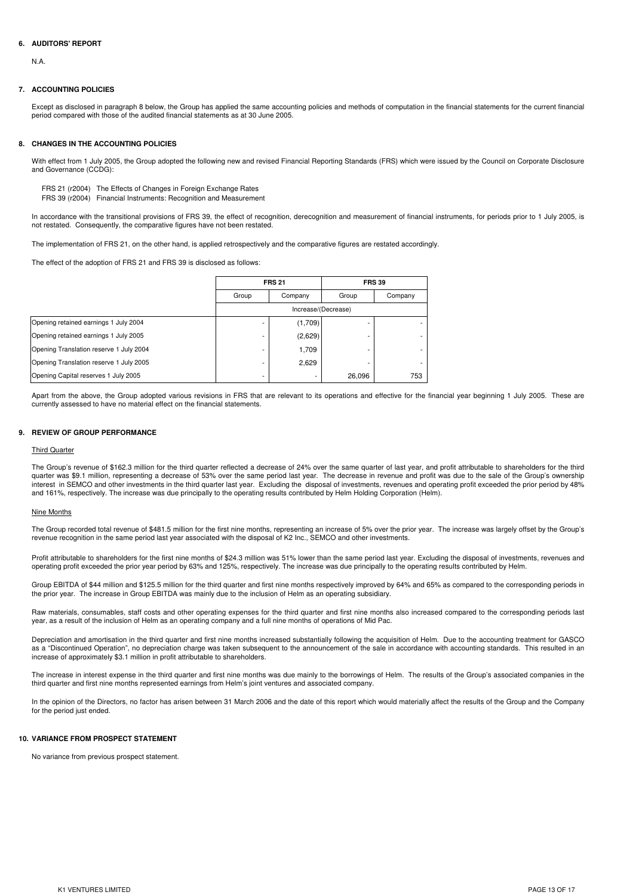## 6. AUDITORS' REPORT

N.A.

## 7. ACCOUNTING POLICIES

Except as disclosed in paragraph 8 below, the Group has applied the same accounting policies and methods of computation in the financial statements for the current financial period compared with those of the audited financial statements as at 30 June 2005.

## 8. CHANGES IN THE ACCOUNTING POLICIES

With effect from 1 July 2005, the Group adopted the following new and revised Financial Reporting Standards (FRS) which were issued by the Council on Corporate Disclosure and Governance (CCDG):

FRS 21 (r2004) The Effects of Changes in Foreign Exchange Rates
FRS 39 (r2004) Financial Instruments: Recognition and Measurement

In accordance with the transitional provisions of FRS 39, the effect of recognition, derecognition and measurement of financial instruments, for periods prior to 1 July 2005, is not restated. Consequently, the comparative figures have not been restated.

The implementation of FRS 21, on the other hand, is applied retrospectively and the comparative figures are restated accordingly.

The effect of the adoption of FRS 21 and FRS 39 is disclosed as follows:

| | FRS 21 | | FRS 39 | |
|---|---|---|---|---|
| | Group | Company | Group | Company |
| | Increase/(Decrease) | | | |
| Opening retained earnings 1 July 2004 | - | (1,709) | - | - |
| Opening retained earnings 1 July 2005 | - | (2,629) | - | - |
| Opening Translation reserve 1 July 2004 | - | 1,709 | - | - |
| Opening Translation reserve 1 July 2005 | - | 2,629 | - | - |
| Opening Capital reserves 1 July 2005 | - | - | 26,096 | 753 |

Apart from the above, the Group adopted various revisions in FRS that are relevant to its operations and effective for the financial year beginning 1 July 2005. These are currently assessed to have no material effect on the financial statements.

## 9. REVIEW OF GROUP PERFORMANCE

### Third Quarter

The Group's revenue of $162.3 million for the third quarter reflected a decrease of 24% over the same quarter of last year, and profit attributable to shareholders for the third quarter was $9.1 million, representing a decrease of 53% over the same period last year. The decrease in revenue and profit was due to the sale of the Group's ownership interest in SEMCO and other investments in the third quarter last year. Excluding the disposal of investments, revenues and operating profit exceeded the prior period by 48% and 161%, respectively. The increase was due principally to the operating results contributed by Helm Holding Corporation (Helm).

### Nine Months

The Group recorded total revenue of $481.5 million for the first nine months, representing an increase of 5% over the prior year. The increase was largely offset by the Group's revenue recognition in the same period last year associated with the disposal of K2 Inc., SEMCO and other investments.

Profit attributable to shareholders for the first nine months of $24.3 million was 51% lower than the same period last year. Excluding the disposal of investments, revenues and operating profit exceeded the prior year period by 63% and 125%, respectively. The increase was due principally to the operating results contributed by Helm.

Group EBITDA of $44 million and $125.5 million for the third quarter and first nine months respectively improved by 64% and 65% as compared to the corresponding periods in the prior year. The increase in Group EBITDA was mainly due to the inclusion of Helm as an operating subsidiary.

Raw materials, consumables, staff costs and other operating expenses for the third quarter and first nine months also increased compared to the corresponding periods last year, as a result of the inclusion of Helm as an operating company and a full nine months of operations of Mid Pac.

Depreciation and amortisation in the third quarter and first nine months increased substantially following the acquisition of Helm. Due to the accounting treatment for GASCO as a "Discontinued Operation", no depreciation charge was taken subsequent to the announcement of the sale in accordance with accounting standards. This resulted in an increase of approximately $3.1 million in profit attributable to shareholders.

The increase in interest expense in the third quarter and first nine months was due mainly to the borrowings of Helm. The results of the Group's associated companies in the third quarter and first nine months represented earnings from Helm's joint ventures and associated company.

In the opinion of the Directors, no factor has arisen between 31 March 2006 and the date of this report which would materially affect the results of the Group and the Company for the period just ended.

## 10. VARIANCE FROM PROSPECT STATEMENT

No variance from previous prospect statement.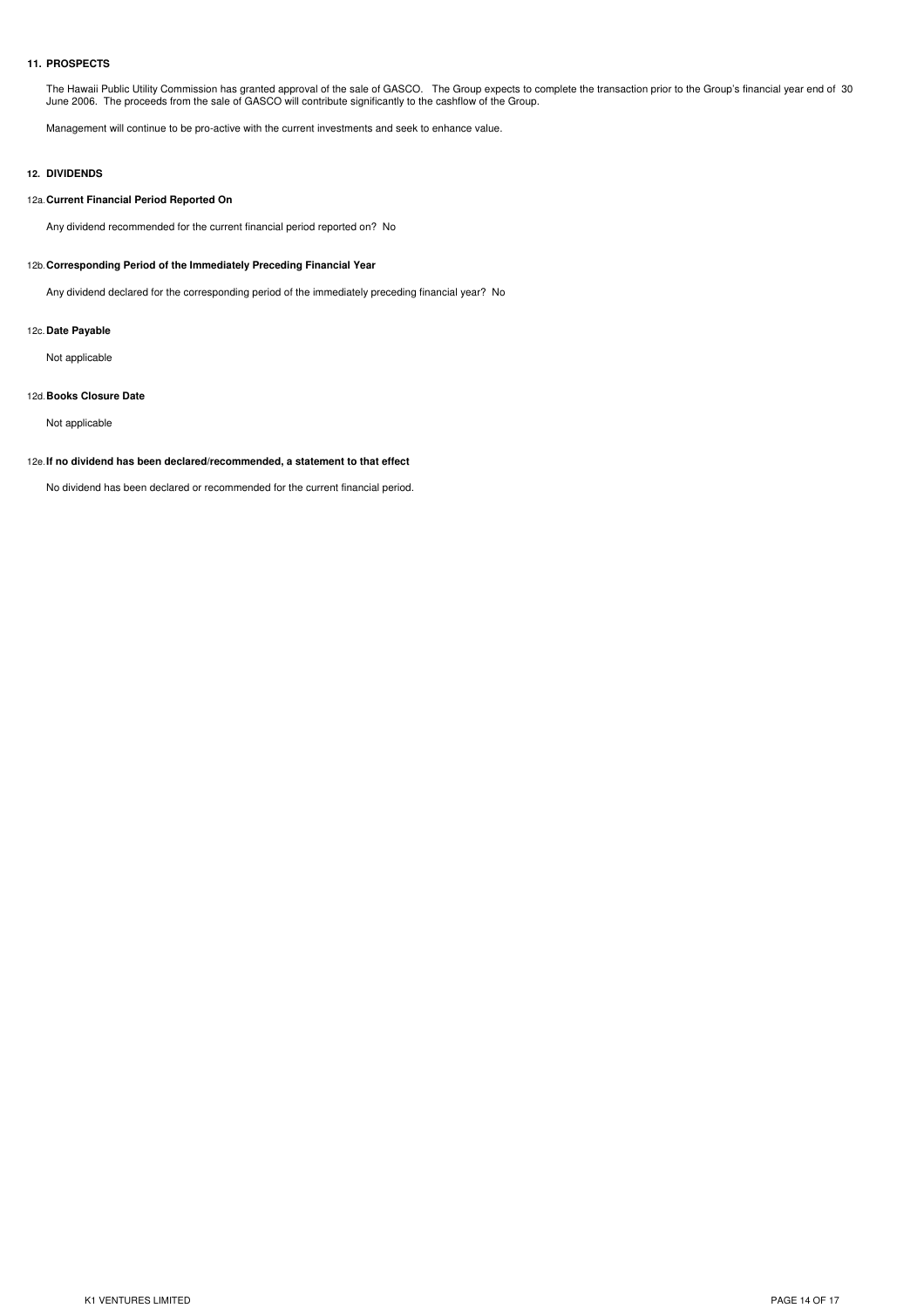## 11. PROSPECTS

The Hawaii Public Utility Commission has granted approval of the sale of GASCO. The Group expects to complete the transaction prior to the Group's financial year end of 30 June 2006. The proceeds from the sale of GASCO will contribute significantly to the cashflow of the Group.

Management will continue to be pro-active with the current investments and seek to enhance value.

## 12. DIVIDENDS

### 12a. Current Financial Period Reported On

Any dividend recommended for the current financial period reported on? No

### 12b. Corresponding Period of the Immediately Preceding Financial Year

Any dividend declared for the corresponding period of the immediately preceding financial year? No

### 12c. Date Payable

Not applicable

### 12d. Books Closure Date

Not applicable

### 12e. If no dividend has been declared/recommended, a statement to that effect

No dividend has been declared or recommended for the current financial period.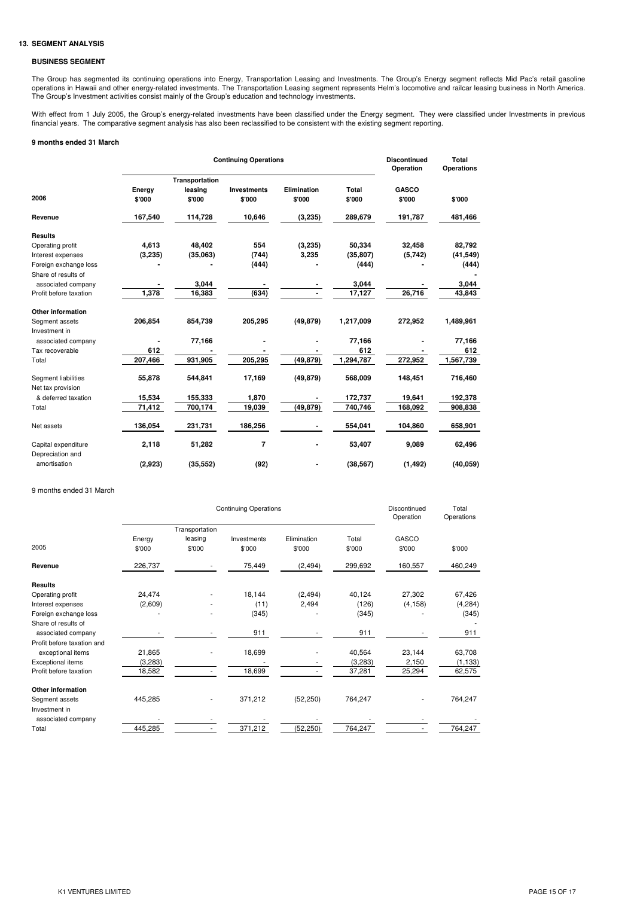## 13. SEGMENT ANALYSIS

### BUSINESS SEGMENT

The Group has segmented its continuing operations into Energy, Transportation Leasing and Investments. The Group's Energy segment reflects Mid Pac's retail gasoline operations in Hawaii and other energy-related investments. The Transportation Leasing segment represents Helm's locomotive and railcar leasing business in North America. The Group's Investment activities consist mainly of the Group's education and technology investments.

With effect from 1 July 2005, the Group's energy-related investments have been classified under the Energy segment. They were classified under Investments in previous financial years. The comparative segment analysis has also been reclassified to be consistent with the existing segment reporting.

**9 months ended 31 March**

| | Continuing Operations | | | | | Discontinued Operation | Total Operations |
|---|---|---|---|---|---|---|---|
| **2006** | **Energy $'000** | **Transportation leasing $'000** | **Investments $'000** | **Elimination $'000** | **Total $'000** | **GASCO $'000** | **$'000** |
| **Revenue** | **167,540** | **114,728** | **10,646** | **(3,235)** | **289,679** | **191,787** | **481,466** |
| **Results** | | | | | | | |
| Operating profit | **4,613** | **48,402** | **554** | **(3,235)** | **50,334** | **32,458** | **82,792** |
| Interest expenses | **(3,235)** | **(35,063)** | **(744)** | **3,235** | **(35,807)** | **(5,742)** | **(41,549)** |
| Foreign exchange loss | **-** | **-** | **(444)** | **-** | **(444)** | **-** | **(444)** |
| Share of results of associated company | **-** | **3,044** | **-** | **-** | **3,044** | **-** | **3,044** |
| Profit before taxation | **1,378** | **16,383** | **(634)** | **-** | **17,127** | **26,716** | **43,843** |
| **Other information** | | | | | | | |
| Segment assets | **206,854** | **854,739** | **205,295** | **(49,879)** | **1,217,009** | **272,952** | **1,489,961** |
| Investment in associated company | **-** | **77,166** | **-** | **-** | **77,166** | **-** | **77,166** |
| Tax recoverable | **612** | **-** | **-** | **-** | **612** | **-** | **612** |
| Total | **207,466** | **931,905** | **205,295** | **(49,879)** | **1,294,787** | **272,952** | **1,567,739** |
| Segment liabilities | **55,878** | **544,841** | **17,169** | **(49,879)** | **568,009** | **148,451** | **716,460** |
| Net tax provision & deferred taxation | **15,534** | **155,333** | **1,870** | **-** | **172,737** | **19,641** | **192,378** |
| Total | **71,412** | **700,174** | **19,039** | **(49,879)** | **740,746** | **168,092** | **908,838** |
| Net assets | **136,054** | **231,731** | **186,256** | **-** | **554,041** | **104,860** | **658,901** |
| Capital expenditure | **2,118** | **51,282** | **7** | **-** | **53,407** | **9,089** | **62,496** |
| Depreciation and amortisation | **(2,923)** | **(35,552)** | **(92)** | **-** | **(38,567)** | **(1,492)** | **(40,059)** |

9 months ended 31 March

| | Continuing Operations | | | | | Discontinued Operation | Total Operations |
|---|---|---|---|---|---|---|---|
| 2005 | Energy $'000 | Transportation leasing $'000 | Investments $'000 | Elimination $'000 | Total $'000 | GASCO $'000 | $'000 |
| **Revenue** | 226,737 | - | 75,449 | (2,494) | 299,692 | 160,557 | 460,249 |
| **Results** | | | | | | | |
| Operating profit | 24,474 | - | 18,144 | (2,494) | 40,124 | 27,302 | 67,426 |
| Interest expenses | (2,609) | - | (11) | 2,494 | (126) | (4,158) | (4,284) |
| Foreign exchange loss | - | - | (345) | - | (345) | - | (345) |
| Share of results of associated company | - | - | 911 | - | 911 | - | 911 |
| Profit before taxation and exceptional items | 21,865 | - | 18,699 | - | 40,564 | 23,144 | 63,708 |
| Exceptional items | (3,283) | | - | - | (3,283) | 2,150 | (1,133) |
| Profit before taxation | 18,582 | - | 18,699 | - | 37,281 | 25,294 | 62,575 |
| **Other information** | | | | | | | |
| Segment assets | 445,285 | - | 371,212 | (52,250) | 764,247 | - | 764,247 |
| Investment in associated company | - | - | - | - | - | - | - |
| Total | 445,285 | - | 371,212 | (52,250) | 764,247 | - | 764,247 |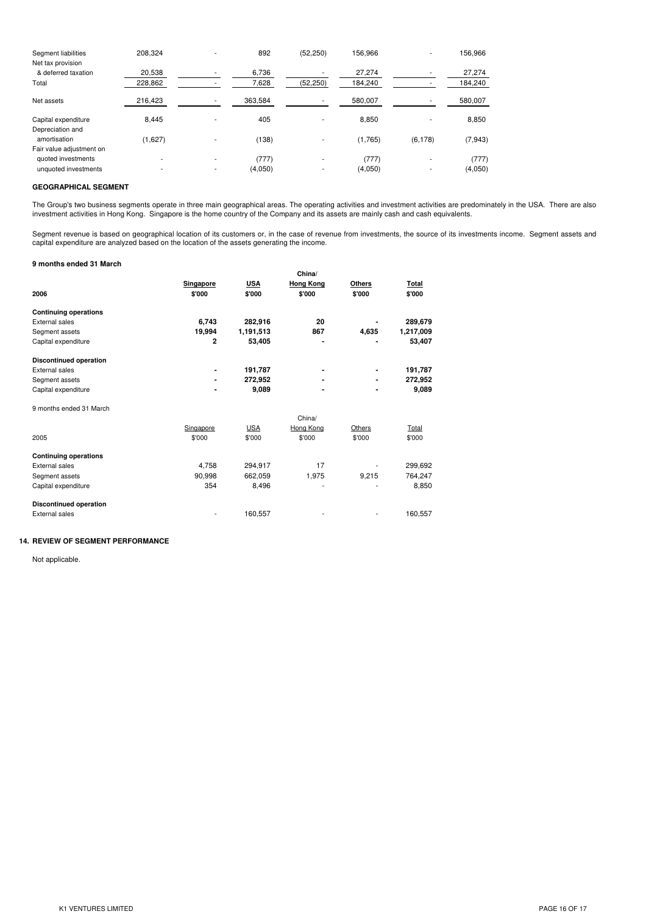| | | | | | | | |
|---|---|---|---|---|---|---|---|
| Segment liabilities | 208,324 | - | 892 | (52,250) | 156,966 | - | 156,966 |
| Net tax provision & deferred taxation | 20,538 | - | 6,736 | - | 27,274 | - | 27,274 |
| Total | 228,862 | - | 7,628 | (52,250) | 184,240 | - | 184,240 |
| Net assets | 216,423 | - | 363,584 | - | 580,007 | - | 580,007 |
| Capital expenditure | 8,445 | - | 405 | - | 8,850 | - | 8,850 |
| Depreciation and amortisation | (1,627) | - | (138) | - | (1,765) | (6,178) | (7,943) |
| Fair value adjustment on quoted investments | - | - | (777) | - | (777) | - | (777) |
| unquoted investments | - | - | (4,050) | - | (4,050) | - | (4,050) |

**GEOGRAPHICAL SEGMENT**

The Group's two business segments operate in three main geographical areas. The operating activities and investment activities are predominately in the USA. There are also investment activities in Hong Kong. Singapore is the home country of the Company and its assets are mainly cash and cash equivalents.

Segment revenue is based on geographical location of its customers or, in the case of revenue from investments, the source of its investments income. Segment assets and capital expenditure are analyzed based on the location of the assets generating the income.

**9 months ended 31 March**

| **2006** | **Singapore** **\$'000** | **USA** **\$'000** | **China/ Hong Kong** **\$'000** | **Others** **\$'000** | **Total** **\$'000** |
|---|---|---|---|---|---|
| **Continuing operations** | | | | | |
| External sales | **6,743** | **282,916** | **20** | **-** | **289,679** |
| Segment assets | **19,994** | **1,191,513** | **867** | **4,635** | **1,217,009** |
| Capital expenditure | **2** | **53,405** | **-** | **-** | **53,407** |
| **Discontinued operation** | | | | | |
| External sales | **-** | **191,787** | **-** | **-** | **191,787** |
| Segment assets | **-** | **272,952** | **-** | **-** | **272,952** |
| Capital expenditure | **-** | **9,089** | **-** | **-** | **9,089** |

9 months ended 31 March

| 2005 | Singapore \$'000 | USA \$'000 | China/ Hong Kong \$'000 | Others \$'000 | Total \$'000 |
|---|---|---|---|---|---|
| **Continuing operations** | | | | | |
| External sales | 4,758 | 294,917 | 17 | - | 299,692 |
| Segment assets | 90,998 | 662,059 | 1,975 | 9,215 | 764,247 |
| Capital expenditure | 354 | 8,496 | - | - | 8,850 |
| **Discontinued operation** | | | | | |
| External sales | - | 160,557 | - | - | 160,557 |

## 14. REVIEW OF SEGMENT PERFORMANCE

Not applicable.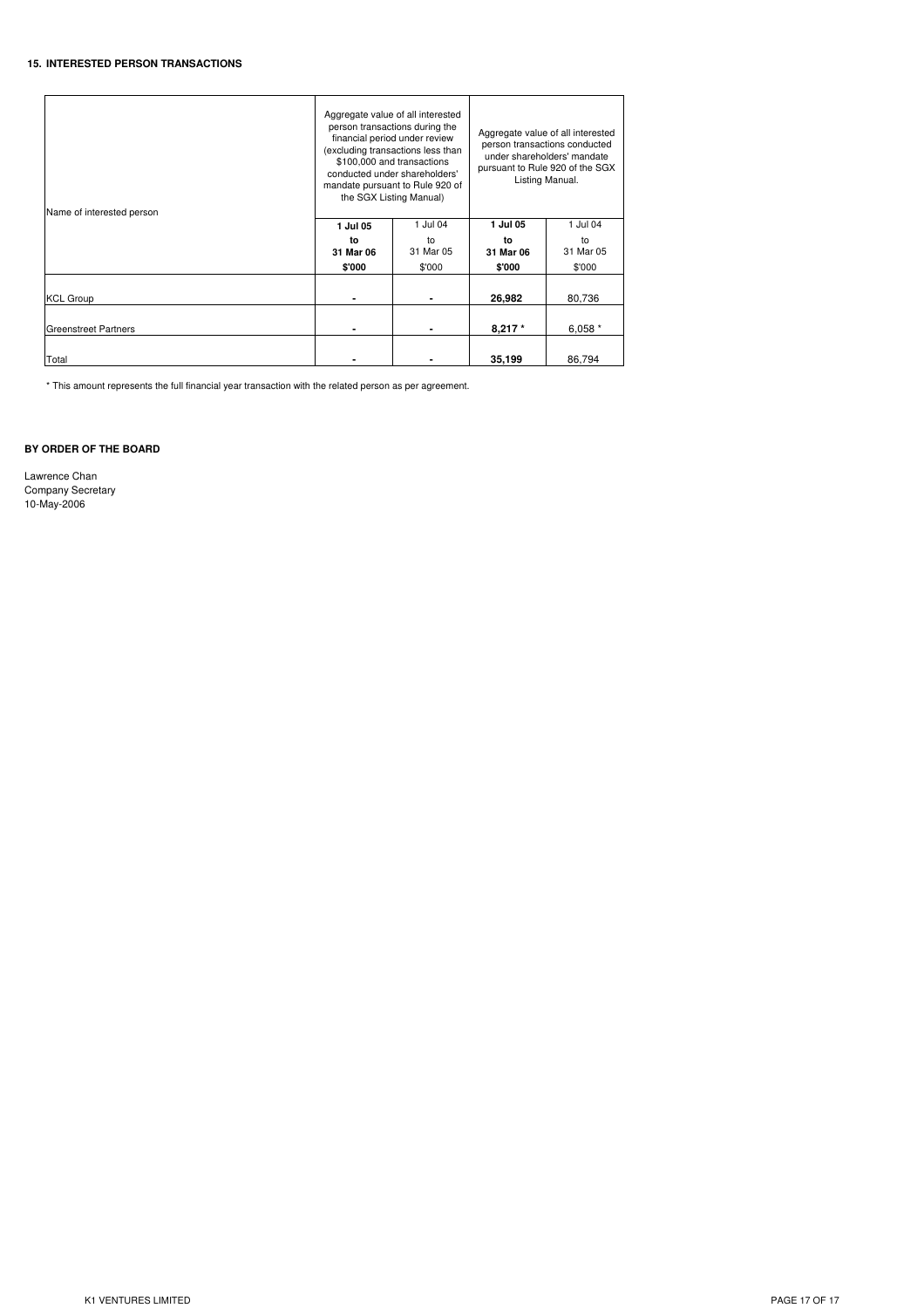## 15. INTERESTED PERSON TRANSACTIONS

| Name of interested person | Aggregate value of all interested person transactions during the financial period under review (excluding transactions less than $100,000 and transactions conducted under shareholders' mandate pursuant to Rule 920 of the SGX Listing Manual) | | Aggregate value of all interested person transactions conducted under shareholders' mandate pursuant to Rule 920 of the SGX Listing Manual. | |
|---|---|---|---|---|
| | **1 Jul 05 to 31 Mar 06** | 1 Jul 04 to 31 Mar 05 | **1 Jul 05 to 31 Mar 06** | 1 Jul 04 to 31 Mar 05 |
| | **$'000** | $'000 | **$'000** | $'000 |
| KCL Group | **-** | - | **26,982** | 80,736 |
| Greenstreet Partners | **-** | - | **8,217 *** | 6,058 * |
| Total | **-** | - | **35,199** | 86,794 |

\* This amount represents the full financial year transaction with the related person as per agreement.

**BY ORDER OF THE BOARD**

Lawrence Chan
Company Secretary
10-May-2006